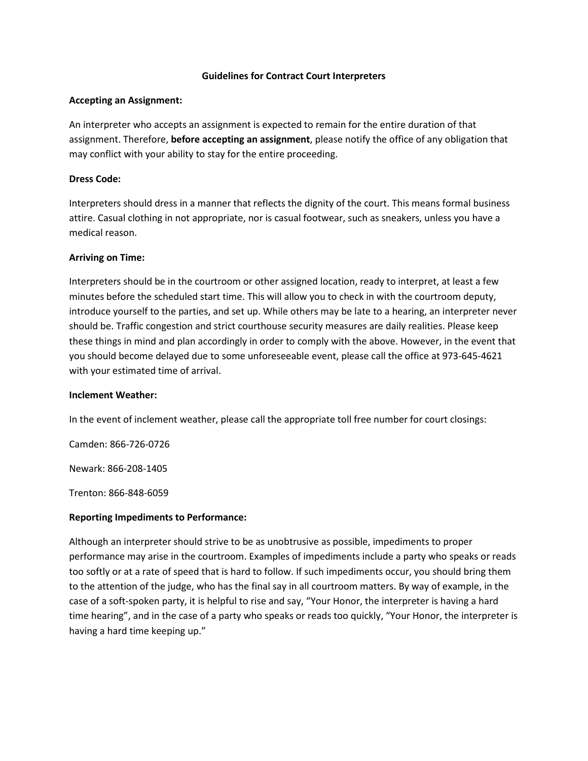# Guidelines for Contract Court Interpreters

**Accepting an Assignment:**

An interpreter who accepts an assignment is expected to remain for the entire duration of that assignment. Therefore, **before accepting an assignment**, please notify the office of any obligation that may conflict with your ability to stay for the entire proceeding.

**Dress Code:**

Interpreters should dress in a manner that reflects the dignity of the court. This means formal business attire. Casual clothing in not appropriate, nor is casual footwear, such as sneakers, unless you have a medical reason.

**Arriving on Time:**

Interpreters should be in the courtroom or other assigned location, ready to interpret, at least a few minutes before the scheduled start time. This will allow you to check in with the courtroom deputy, introduce yourself to the parties, and set up. While others may be late to a hearing, an interpreter never should be. Traffic congestion and strict courthouse security measures are daily realities. Please keep these things in mind and plan accordingly in order to comply with the above. However, in the event that you should become delayed due to some unforeseeable event, please call the office at 973-645-4621 with your estimated time of arrival.

**Inclement Weather:**

In the event of inclement weather, please call the appropriate toll free number for court closings:

Camden: 866-726-0726

Newark: 866-208-1405

Trenton: 866-848-6059

**Reporting Impediments to Performance:**

Although an interpreter should strive to be as unobtrusive as possible, impediments to proper performance may arise in the courtroom. Examples of impediments include a party who speaks or reads too softly or at a rate of speed that is hard to follow. If such impediments occur, you should bring them to the attention of the judge, who has the final say in all courtroom matters. By way of example, in the case of a soft-spoken party, it is helpful to rise and say, "Your Honor, the interpreter is having a hard time hearing", and in the case of a party who speaks or reads too quickly, "Your Honor, the interpreter is having a hard time keeping up."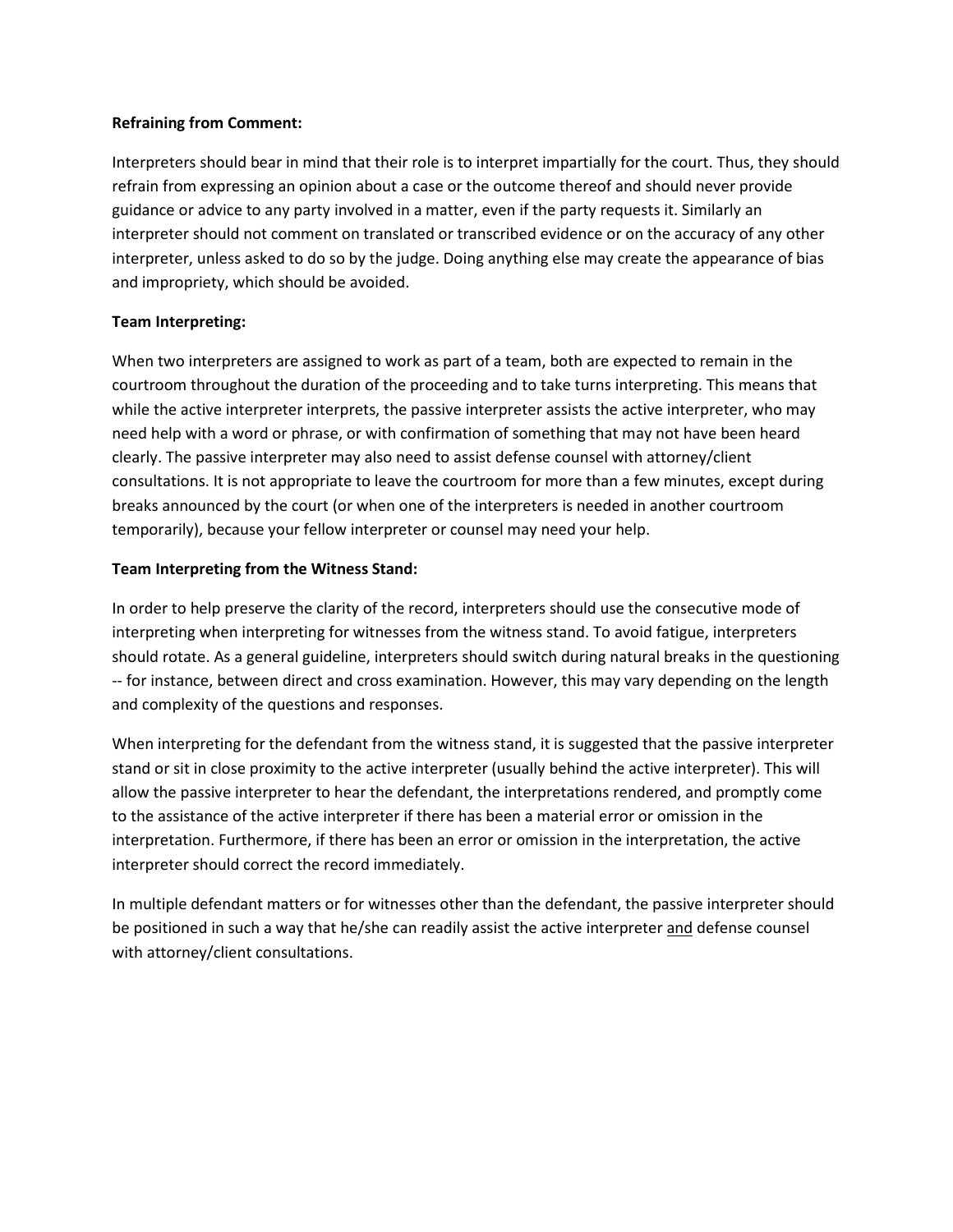**Refraining from Comment:**

Interpreters should bear in mind that their role is to interpret impartially for the court. Thus, they should refrain from expressing an opinion about a case or the outcome thereof and should never provide guidance or advice to any party involved in a matter, even if the party requests it. Similarly an interpreter should not comment on translated or transcribed evidence or on the accuracy of any other interpreter, unless asked to do so by the judge. Doing anything else may create the appearance of bias and impropriety, which should be avoided.

**Team Interpreting:**

When two interpreters are assigned to work as part of a team, both are expected to remain in the courtroom throughout the duration of the proceeding and to take turns interpreting. This means that while the active interpreter interprets, the passive interpreter assists the active interpreter, who may need help with a word or phrase, or with confirmation of something that may not have been heard clearly. The passive interpreter may also need to assist defense counsel with attorney/client consultations. It is not appropriate to leave the courtroom for more than a few minutes, except during breaks announced by the court (or when one of the interpreters is needed in another courtroom temporarily), because your fellow interpreter or counsel may need your help.

**Team Interpreting from the Witness Stand:**

In order to help preserve the clarity of the record, interpreters should use the consecutive mode of interpreting when interpreting for witnesses from the witness stand. To avoid fatigue, interpreters should rotate. As a general guideline, interpreters should switch during natural breaks in the questioning -- for instance, between direct and cross examination. However, this may vary depending on the length and complexity of the questions and responses.

When interpreting for the defendant from the witness stand, it is suggested that the passive interpreter stand or sit in close proximity to the active interpreter (usually behind the active interpreter). This will allow the passive interpreter to hear the defendant, the interpretations rendered, and promptly come to the assistance of the active interpreter if there has been a material error or omission in the interpretation. Furthermore, if there has been an error or omission in the interpretation, the active interpreter should correct the record immediately.

In multiple defendant matters or for witnesses other than the defendant, the passive interpreter should be positioned in such a way that he/she can readily assist the active interpreter <u>and</u> defense counsel with attorney/client consultations.